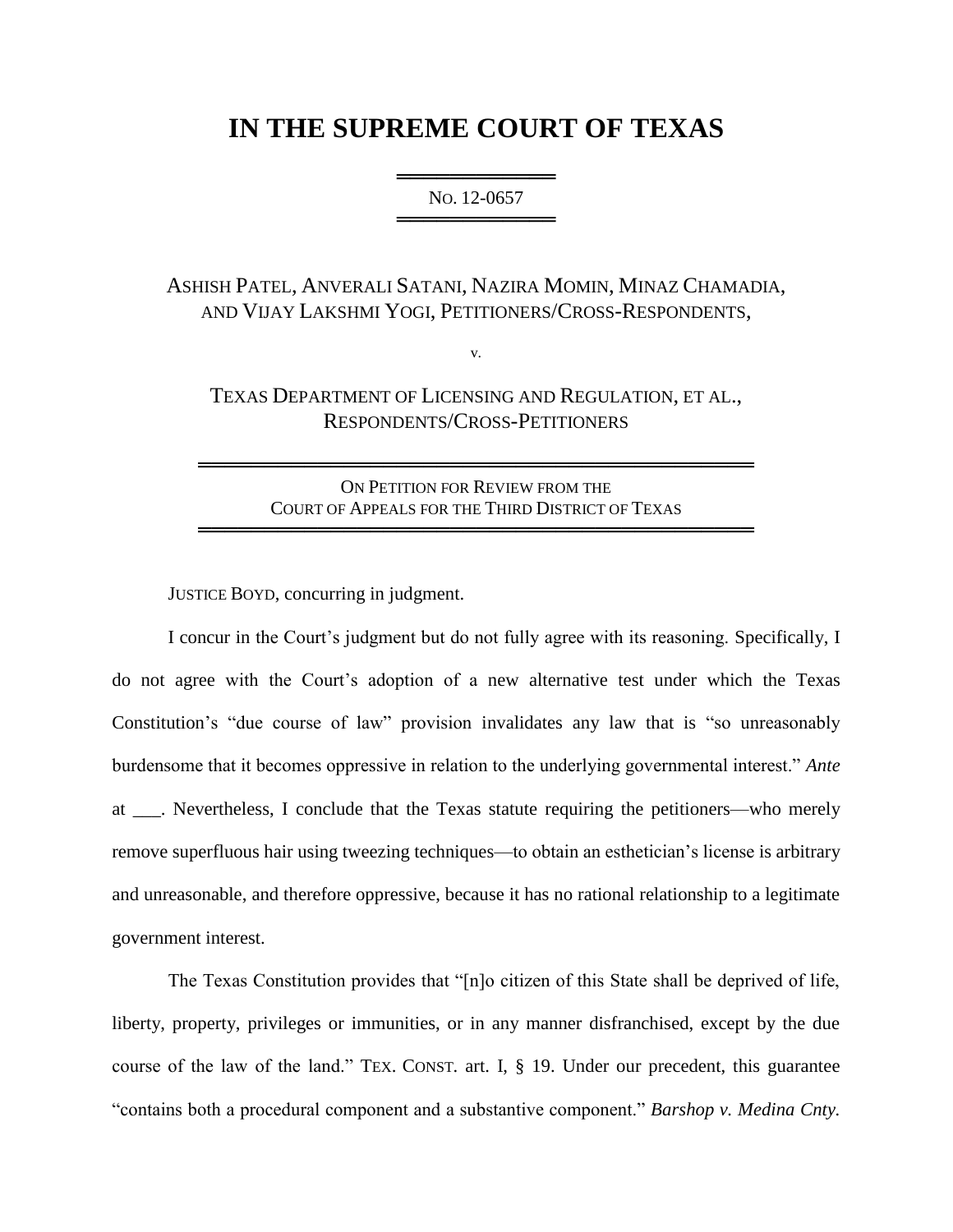# IN THE SUPREME COURT OF TEXAS

NO. 12-0657

ASHISH PATEL, ANVERALI SATANI, NAZIRA MOMIN, MINAZ CHAMADIA, AND VIJAY LAKSHMI YOGI, PETITIONERS/CROSS-RESPONDENTS,

v.

TEXAS DEPARTMENT OF LICENSING AND REGULATION, ET AL., RESPONDENTS/CROSS-PETITIONERS

ON PETITION FOR REVIEW FROM THE COURT OF APPEALS FOR THE THIRD DISTRICT OF TEXAS

JUSTICE BOYD, concurring in judgment.

I concur in the Court's judgment but do not fully agree with its reasoning. Specifically, I do not agree with the Court's adoption of a new alternative test under which the Texas Constitution's "due course of law" provision invalidates any law that is "so unreasonably burdensome that it becomes oppressive in relation to the underlying governmental interest." *Ante* at ___. Nevertheless, I conclude that the Texas statute requiring the petitioners—who merely remove superfluous hair using tweezing techniques—to obtain an esthetician's license is arbitrary and unreasonable, and therefore oppressive, because it has no rational relationship to a legitimate government interest.

The Texas Constitution provides that "[n]o citizen of this State shall be deprived of life, liberty, property, privileges or immunities, or in any manner disfranchised, except by the due course of the law of the land." TEX. CONST. art. I, § 19. Under our precedent, this guarantee "contains both a procedural component and a substantive component." *Barshop v. Medina Cnty.*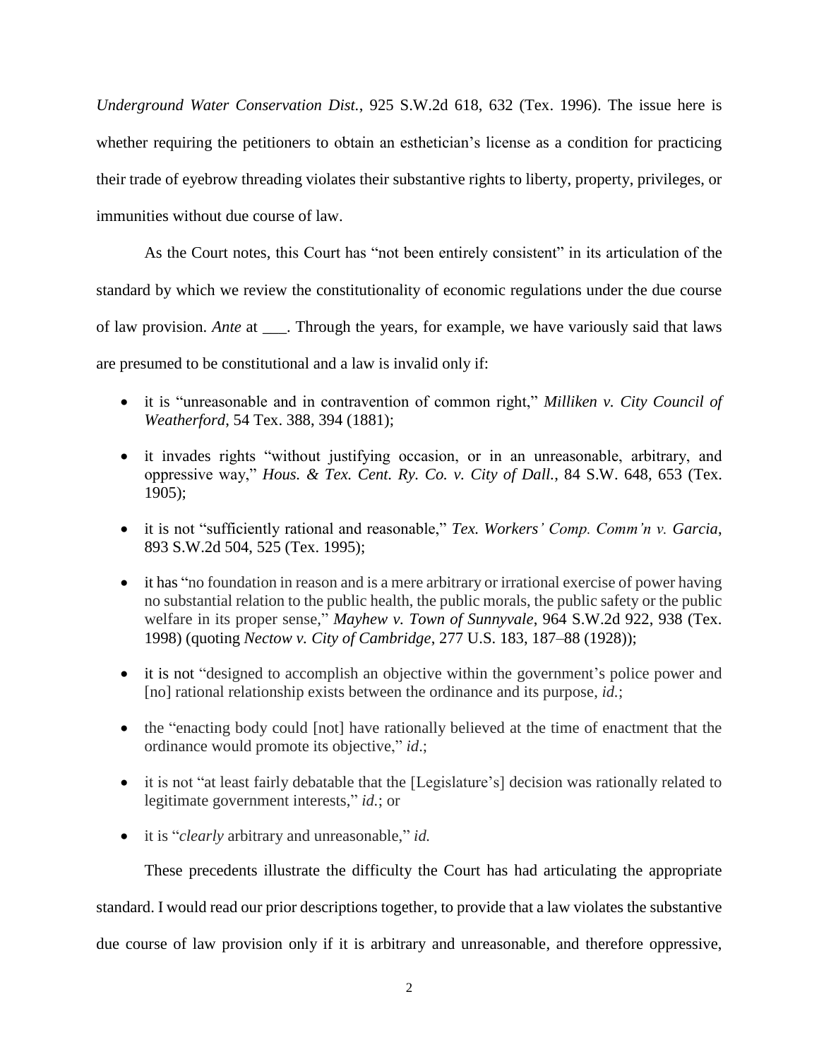*Underground Water Conservation Dist.*, 925 S.W.2d 618, 632 (Tex. 1996). The issue here is whether requiring the petitioners to obtain an esthetician's license as a condition for practicing their trade of eyebrow threading violates their substantive rights to liberty, property, privileges, or immunities without due course of law.

As the Court notes, this Court has "not been entirely consistent" in its articulation of the standard by which we review the constitutionality of economic regulations under the due course of law provision. *Ante* at ___. Through the years, for example, we have variously said that laws are presumed to be constitutional and a law is invalid only if:

- it is "unreasonable and in contravention of common right," *Milliken v. City Council of Weatherford*, 54 Tex. 388, 394 (1881);
- it invades rights "without justifying occasion, or in an unreasonable, arbitrary, and oppressive way," *Hous. & Tex. Cent. Ry. Co. v. City of Dall.*, 84 S.W. 648, 653 (Tex. 1905);
- it is not "sufficiently rational and reasonable," *Tex. Workers' Comp. Comm'n v. Garcia*, 893 S.W.2d 504, 525 (Tex. 1995);
- it has "no foundation in reason and is a mere arbitrary or irrational exercise of power having no substantial relation to the public health, the public morals, the public safety or the public welfare in its proper sense," *Mayhew v. Town of Sunnyvale*, 964 S.W.2d 922, 938 (Tex. 1998) (quoting *Nectow v. City of Cambridge*, 277 U.S. 183, 187–88 (1928));
- it is not "designed to accomplish an objective within the government's police power and [no] rational relationship exists between the ordinance and its purpose, *id.*;
- the "enacting body could [not] have rationally believed at the time of enactment that the ordinance would promote its objective," *id*.;
- it is not "at least fairly debatable that the [Legislature's] decision was rationally related to legitimate government interests," *id.*; or
- it is "*clearly* arbitrary and unreasonable," *id.*

These precedents illustrate the difficulty the Court has had articulating the appropriate standard. I would read our prior descriptions together, to provide that a law violates the substantive due course of law provision only if it is arbitrary and unreasonable, and therefore oppressive,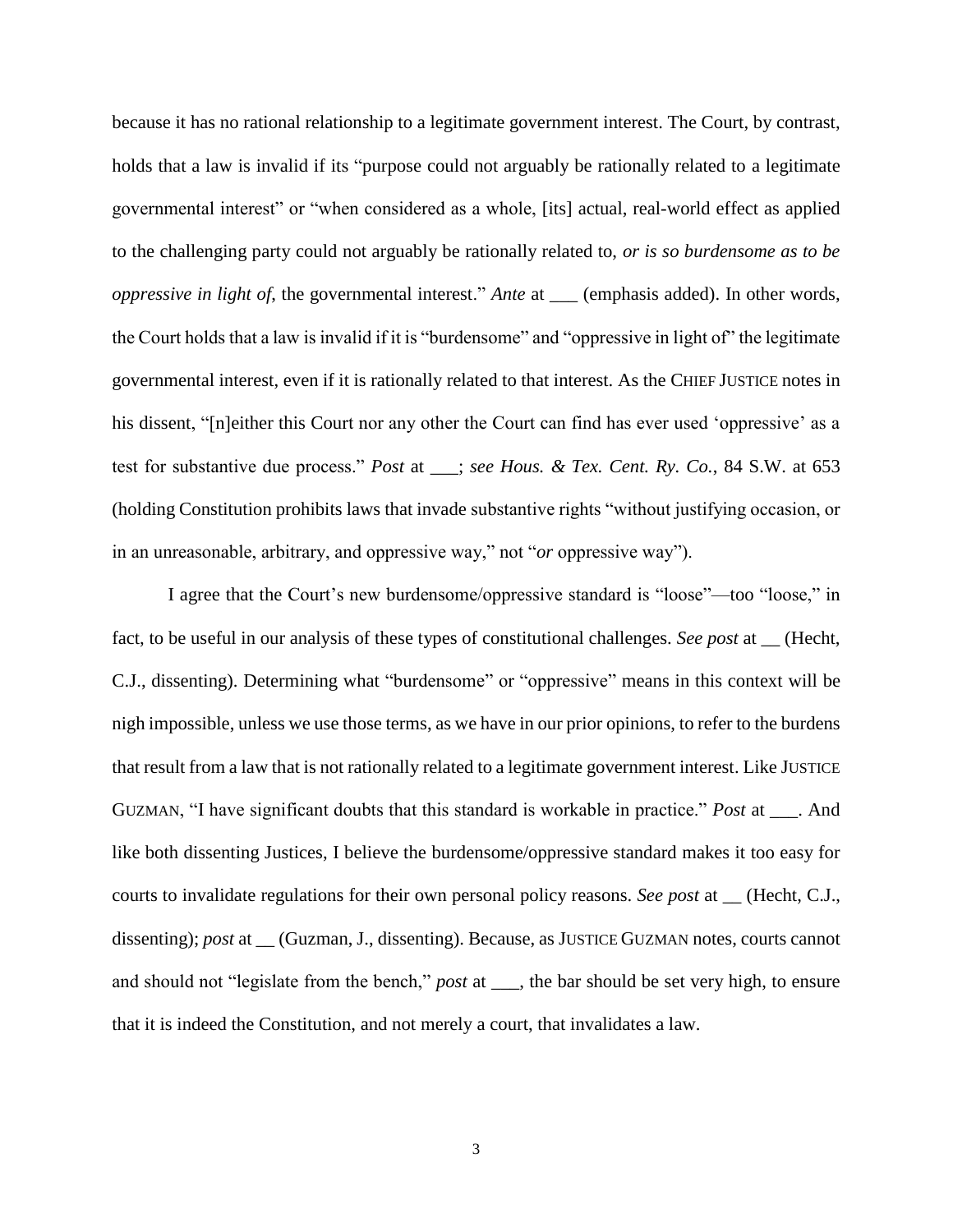because it has no rational relationship to a legitimate government interest. The Court, by contrast, holds that a law is invalid if its "purpose could not arguably be rationally related to a legitimate governmental interest" or "when considered as a whole, [its] actual, real-world effect as applied to the challenging party could not arguably be rationally related to, *or is so burdensome as to be oppressive in light of*, the governmental interest." *Ante* at ___ (emphasis added). In other words, the Court holds that a law is invalid if it is "burdensome" and "oppressive in light of" the legitimate governmental interest, even if it is rationally related to that interest. As the CHIEF JUSTICE notes in his dissent, "[n]either this Court nor any other the Court can find has ever used 'oppressive' as a test for substantive due process." *Post* at ___; *see Hous. & Tex. Cent. Ry. Co.*, 84 S.W. at 653 (holding Constitution prohibits laws that invade substantive rights "without justifying occasion, or in an unreasonable, arbitrary, and oppressive way," not "*or* oppressive way").

I agree that the Court's new burdensome/oppressive standard is "loose"—too "loose," in fact, to be useful in our analysis of these types of constitutional challenges. *See post* at __ (Hecht, C.J., dissenting). Determining what "burdensome" or "oppressive" means in this context will be nigh impossible, unless we use those terms, as we have in our prior opinions, to refer to the burdens that result from a law that is not rationally related to a legitimate government interest. Like JUSTICE GUZMAN, "I have significant doubts that this standard is workable in practice." *Post* at ___. And like both dissenting Justices, I believe the burdensome/oppressive standard makes it too easy for courts to invalidate regulations for their own personal policy reasons. *See post* at __ (Hecht, C.J., dissenting); *post* at __ (Guzman, J., dissenting). Because, as JUSTICE GUZMAN notes, courts cannot and should not "legislate from the bench," *post* at ___, the bar should be set very high, to ensure that it is indeed the Constitution, and not merely a court, that invalidates a law.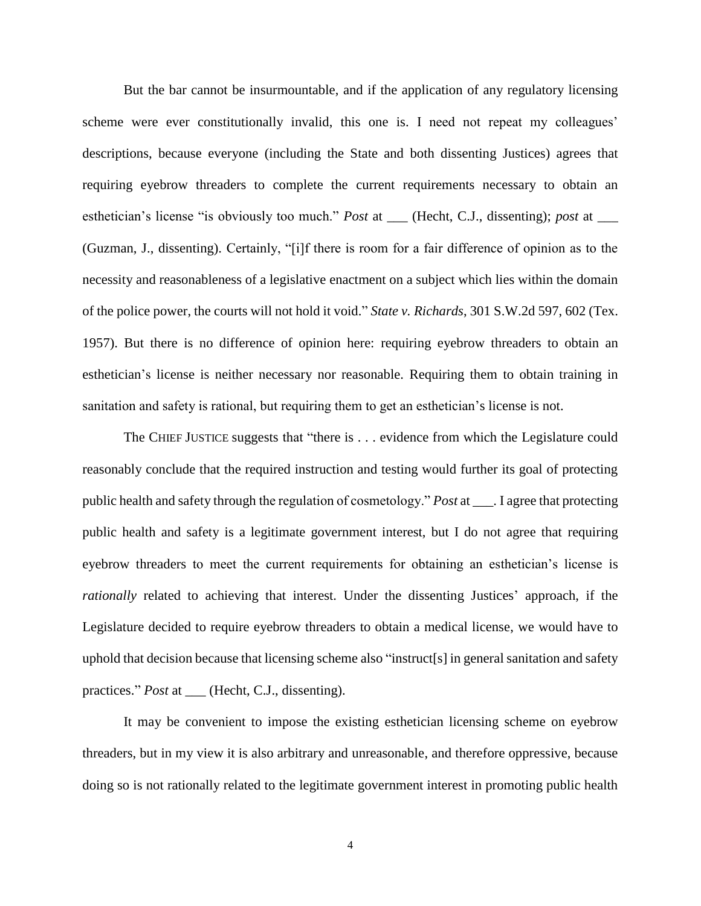But the bar cannot be insurmountable, and if the application of any regulatory licensing scheme were ever constitutionally invalid, this one is. I need not repeat my colleagues' descriptions, because everyone (including the State and both dissenting Justices) agrees that requiring eyebrow threaders to complete the current requirements necessary to obtain an esthetician's license "is obviously too much." *Post* at ___ (Hecht, C.J., dissenting); *post* at ___ (Guzman, J., dissenting). Certainly, "[i]f there is room for a fair difference of opinion as to the necessity and reasonableness of a legislative enactment on a subject which lies within the domain of the police power, the courts will not hold it void." *State v. Richards*, 301 S.W.2d 597, 602 (Tex. 1957). But there is no difference of opinion here: requiring eyebrow threaders to obtain an esthetician's license is neither necessary nor reasonable. Requiring them to obtain training in sanitation and safety is rational, but requiring them to get an esthetician's license is not.

The CHIEF JUSTICE suggests that "there is . . . evidence from which the Legislature could reasonably conclude that the required instruction and testing would further its goal of protecting public health and safety through the regulation of cosmetology." *Post* at ___. I agree that protecting public health and safety is a legitimate government interest, but I do not agree that requiring eyebrow threaders to meet the current requirements for obtaining an esthetician's license is *rationally* related to achieving that interest. Under the dissenting Justices' approach, if the Legislature decided to require eyebrow threaders to obtain a medical license, we would have to uphold that decision because that licensing scheme also "instruct[s] in general sanitation and safety practices." *Post* at ___ (Hecht, C.J., dissenting).

It may be convenient to impose the existing esthetician licensing scheme on eyebrow threaders, but in my view it is also arbitrary and unreasonable, and therefore oppressive, because doing so is not rationally related to the legitimate government interest in promoting public health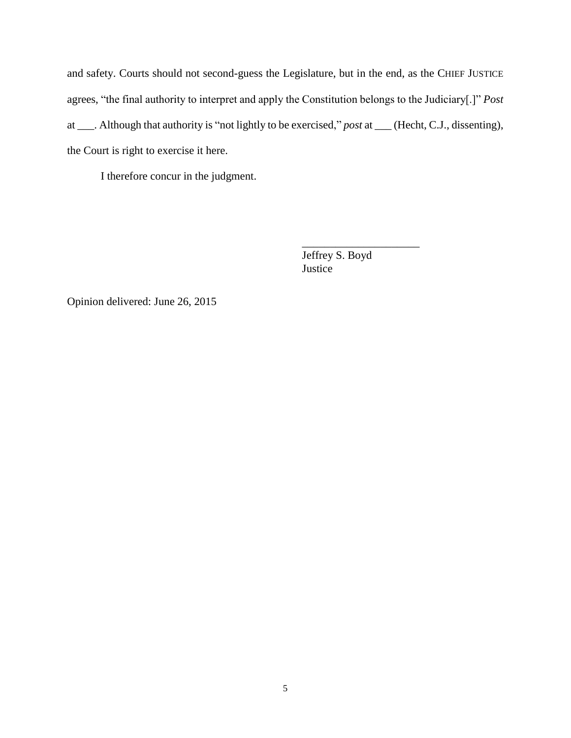and safety. Courts should not second-guess the Legislature, but in the end, as the CHIEF JUSTICE agrees, "the final authority to interpret and apply the Constitution belongs to the Judiciary[.]" *Post* at \_\_\_. Although that authority is "not lightly to be exercised," *post* at \_\_\_ (Hecht, C.J., dissenting), the Court is right to exercise it here.

I therefore concur in the judgment.

\_\_\_\_\_\_\_\_\_\_\_\_\_\_\_\_\_\_\_\_\_
Jeffrey S. Boyd
Justice

Opinion delivered: June 26, 2015